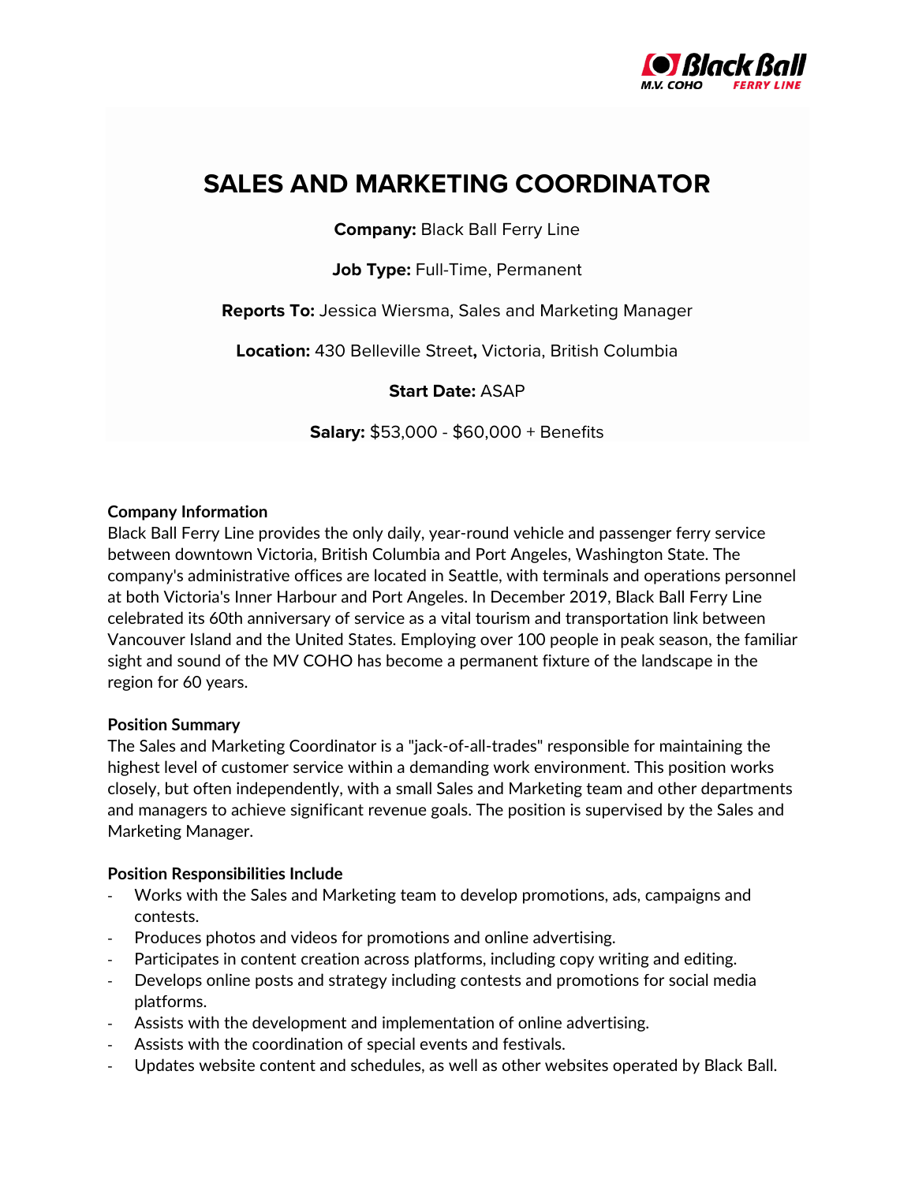# SALES AND MARKETING COORDINATOR

**Company:** Black Ball Ferry Line

**Job Type:** Full-Time, Permanent

**Reports To:** Jessica Wiersma, Sales and Marketing Manager

**Location:** 430 Belleville Street**,** Victoria, British Columbia

**Start Date:** ASAP

**Salary:** $53,000 - $60,000 + Benefits

**Company Information**

Black Ball Ferry Line provides the only daily, year-round vehicle and passenger ferry service between downtown Victoria, British Columbia and Port Angeles, Washington State. The company's administrative offices are located in Seattle, with terminals and operations personnel at both Victoria's Inner Harbour and Port Angeles. In December 2019, Black Ball Ferry Line celebrated its 60th anniversary of service as a vital tourism and transportation link between Vancouver Island and the United States. Employing over 100 people in peak season, the familiar sight and sound of the MV COHO has become a permanent fixture of the landscape in the region for 60 years.

**Position Summary**

The Sales and Marketing Coordinator is a "jack-of-all-trades" responsible for maintaining the highest level of customer service within a demanding work environment. This position works closely, but often independently, with a small Sales and Marketing team and other departments and managers to achieve significant revenue goals. The position is supervised by the Sales and Marketing Manager.

**Position Responsibilities Include**

- Works with the Sales and Marketing team to develop promotions, ads, campaigns and contests.
- Produces photos and videos for promotions and online advertising.
- Participates in content creation across platforms, including copy writing and editing.
- Develops online posts and strategy including contests and promotions for social media platforms.
- Assists with the development and implementation of online advertising.
- Assists with the coordination of special events and festivals.
- Updates website content and schedules, as well as other websites operated by Black Ball.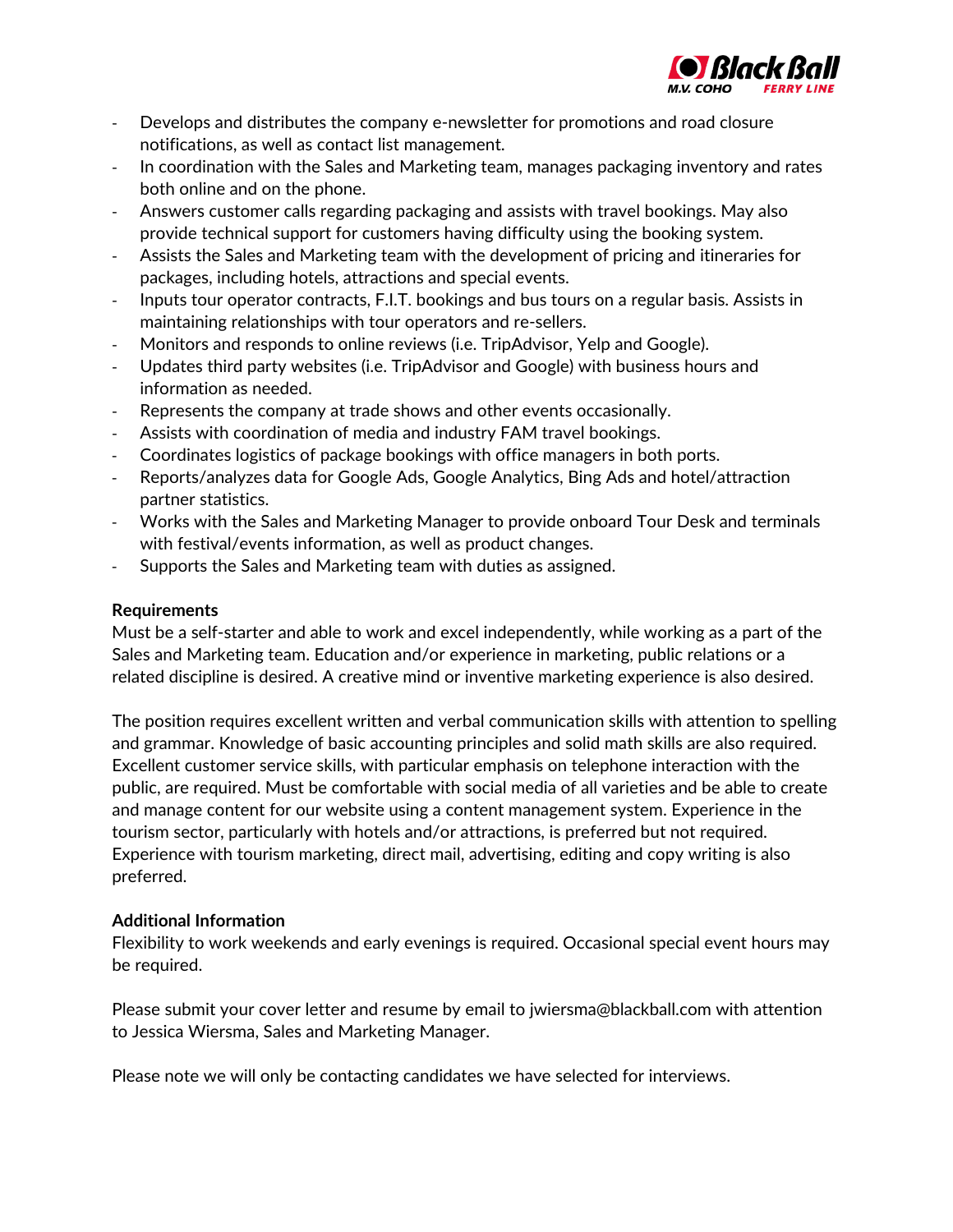- Develops and distributes the company e-newsletter for promotions and road closure notifications, as well as contact list management.
- In coordination with the Sales and Marketing team, manages packaging inventory and rates both online and on the phone.
- Answers customer calls regarding packaging and assists with travel bookings. May also provide technical support for customers having difficulty using the booking system.
- Assists the Sales and Marketing team with the development of pricing and itineraries for packages, including hotels, attractions and special events.
- Inputs tour operator contracts, F.I.T. bookings and bus tours on a regular basis. Assists in maintaining relationships with tour operators and re-sellers.
- Monitors and responds to online reviews (i.e. TripAdvisor, Yelp and Google).
- Updates third party websites (i.e. TripAdvisor and Google) with business hours and information as needed.
- Represents the company at trade shows and other events occasionally.
- Assists with coordination of media and industry FAM travel bookings.
- Coordinates logistics of package bookings with office managers in both ports.
- Reports/analyzes data for Google Ads, Google Analytics, Bing Ads and hotel/attraction partner statistics.
- Works with the Sales and Marketing Manager to provide onboard Tour Desk and terminals with festival/events information, as well as product changes.
- Supports the Sales and Marketing team with duties as assigned.

**Requirements**

Must be a self-starter and able to work and excel independently, while working as a part of the Sales and Marketing team. Education and/or experience in marketing, public relations or a related discipline is desired. A creative mind or inventive marketing experience is also desired.

The position requires excellent written and verbal communication skills with attention to spelling and grammar. Knowledge of basic accounting principles and solid math skills are also required. Excellent customer service skills, with particular emphasis on telephone interaction with the public, are required. Must be comfortable with social media of all varieties and be able to create and manage content for our website using a content management system. Experience in the tourism sector, particularly with hotels and/or attractions, is preferred but not required. Experience with tourism marketing, direct mail, advertising, editing and copy writing is also preferred.

**Additional Information**

Flexibility to work weekends and early evenings is required. Occasional special event hours may be required.

Please submit your cover letter and resume by email to jwiersma@blackball.com with attention to Jessica Wiersma, Sales and Marketing Manager.

Please note we will only be contacting candidates we have selected for interviews.